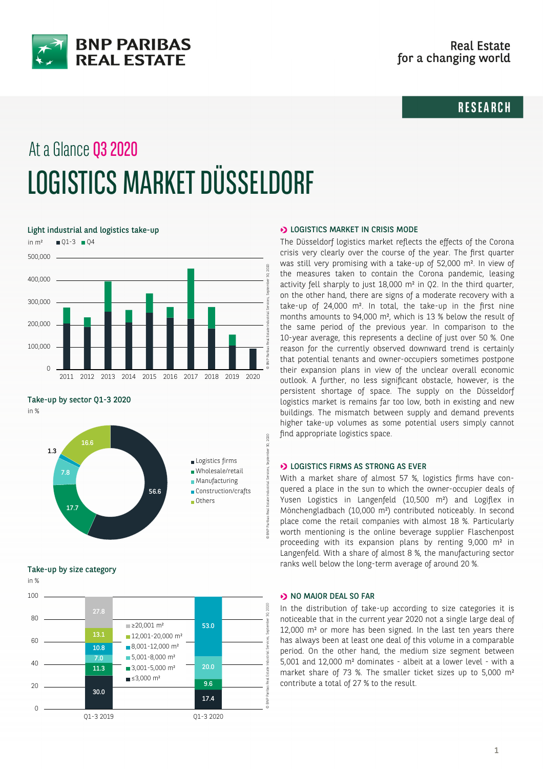At a Glance **Q3 2020**

# LOGISTICS MARKET DÜSSELDORF

### Light industrial and logistics take-up

in m² ■ Q1-3 ■ Q4

### Take-up by sector Q1-3 2020

in %

| Sector | % |
|---|---|
| Logistics firms | 56.6 |
| Wholesale/retail | 17.7 |
| Manufacturing | 7.8 |
| Construction/crafts | 1.3 |
| Others | 16.6 |

### Take-up by size category

in %

| Size category | Q1-3 2019 | Q1-3 2020 |
|---|---|---|
| ≥20,001 m² | 27.8 | |
| 12,001-20,000 m² | 13.1 | |
| 8,001-12,000 m² | 10.8 | 53.0 |
| 5,001-8,000 m² | 7.0 | 20.0 |
| 3,001-5,000 m² | 11.3 | 9.6 |
| ≤3,000 m² | 30.0 | 17.4 |

## LOGISTICS MARKET IN CRISIS MODE

The Düsseldorf logistics market reflects the effects of the Corona crisis very clearly over the course of the year. The first quarter was still very promising with a take-up of 52,000 m². In view of the measures taken to contain the Corona pandemic, leasing activity fell sharply to just 18,000 m² in Q2. In the third quarter, on the other hand, there are signs of a moderate recovery with a take-up of 24,000 m². In total, the take-up in the first nine months amounts to 94,000 m², which is 13 % below the result of the same period of the previous year. In comparison to the 10-year average, this represents a decline of just over 50 %. One reason for the currently observed downward trend is certainly that potential tenants and owner-occupiers sometimes postpone their expansion plans in view of the unclear overall economic outlook. A further, no less significant obstacle, however, is the persistent shortage of space. The supply on the Düsseldorf logistics market is remains far too low, both in existing and new buildings. The mismatch between supply and demand prevents higher take-up volumes as some potential users simply cannot find appropriate logistics space.

## LOGISTICS FIRMS AS STRONG AS EVER

With a market share of almost 57 %, logistics firms have conquered a place in the sun to which the owner-occupier deals of Yusen Logistics in Langenfeld (10,500 m²) and Logiflex in Mönchengladbach (10,000 m²) contributed noticeably. In second place come the retail companies with almost 18 %. Particularly worth mentioning is the online beverage supplier Flaschenpost proceeding with its expansion plans by renting 9,000 m² in Langenfeld. With a share of almost 8 %, the manufacturing sector ranks well below the long-term average of around 20 %.

## NO MAJOR DEAL SO FAR

In the distribution of take-up according to size categories it is noticeable that in the current year 2020 not a single large deal of 12,000 m² or more has been signed. In the last ten years there has always been at least one deal of this volume in a comparable period. On the other hand, the medium size segment between 5,001 and 12,000 m² dominates - albeit at a lower level - with a market share of 73 %. The smaller ticket sizes up to 5,000 m² contribute a total of 27 % to the result.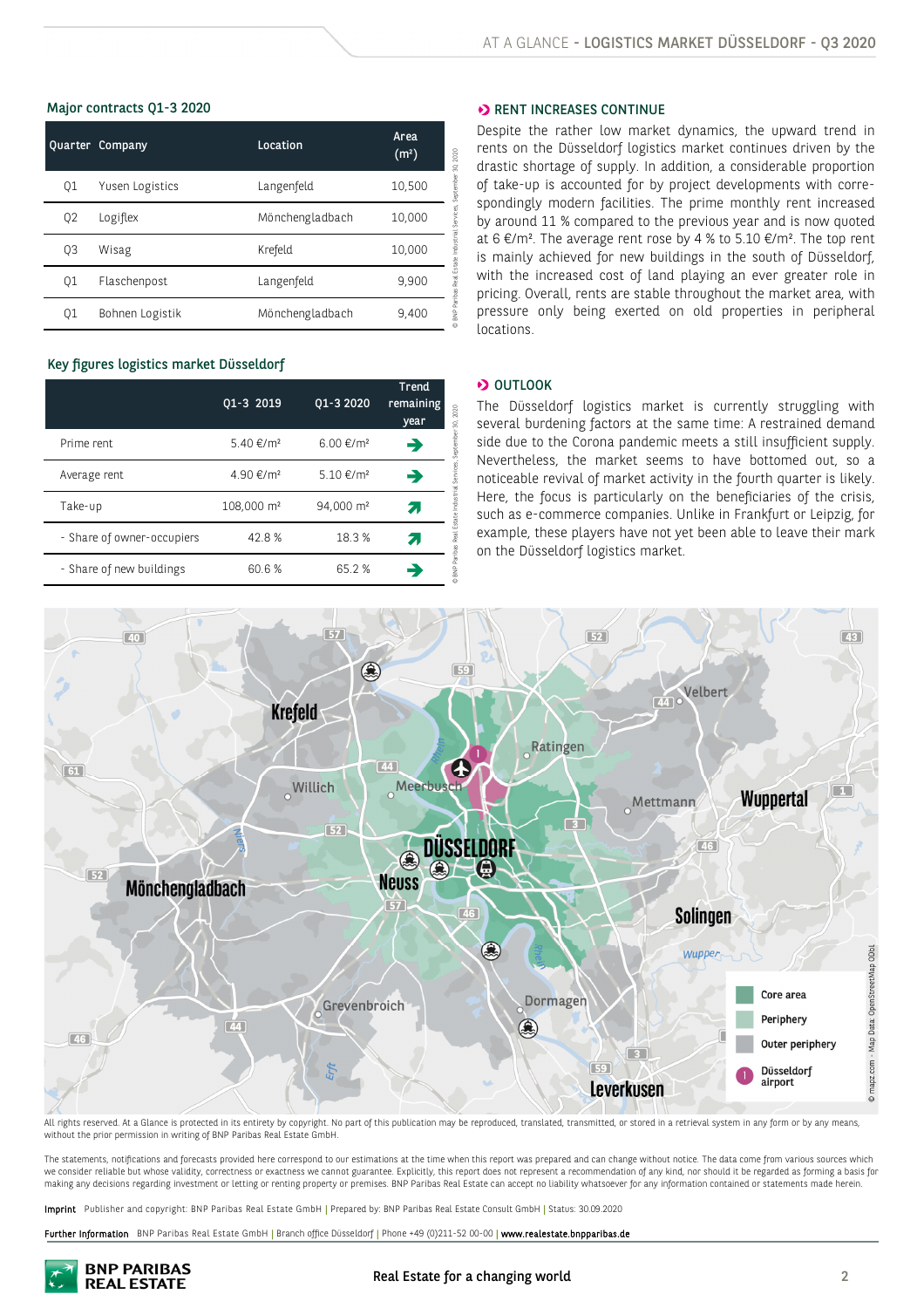## Major contracts Q1-3 2020

| Quarter | Company | Location | Area (m²) |
|---|---|---|---|
| Q1 | Yusen Logistics | Langenfeld | 10,500 |
| Q2 | Logiflex | Mönchengladbach | 10,000 |
| Q3 | Wisag | Krefeld | 10,000 |
| Q1 | Flaschenpost | Langenfeld | 9,900 |
| Q1 | Bohnen Logistik | Mönchengladbach | 9,400 |

© BNP Paribas Real Estate Industrial Services, September 30, 2020

## Key figures logistics market Düsseldorf

| | Q1-3 2019 | Q1-3 2020 | Trend remaining year |
|---|---|---|---|
| Prime rent | 5.40 €/m² | 6.00 €/m² | → |
| Average rent | 4.90 €/m² | 5.10 €/m² | → |
| Take-up | 108,000 m² | 94,000 m² | ↗ |
| - Share of owner-occupiers | 42.8 % | 18.3 % | ↗ |
| - Share of new buildings | 60.6 % | 65.2 % | → |

© BNP Paribas Real Estate Industrial Services, September 30, 2020

## RENT INCREASES CONTINUE

Despite the rather low market dynamics, the upward trend in rents on the Düsseldorf logistics market continues driven by the drastic shortage of supply. In addition, a considerable proportion of take-up is accounted for by project developments with correspondingly modern facilities. The prime monthly rent increased by around 11 % compared to the previous year and is now quoted at 6 €/m². The average rent rose by 4 % to 5.10 €/m². The top rent is mainly achieved for new buildings in the south of Düsseldorf, with the increased cost of land playing an ever greater role in pricing. Overall, rents are stable throughout the market area, with pressure only being exerted on old properties in peripheral locations.

## OUTLOOK

The Düsseldorf logistics market is currently struggling with several burdening factors at the same time: A restrained demand side due to the Corona pandemic meets a still insufficient supply. Nevertheless, the market seems to have bottomed out, so a noticeable revival of market activity in the fourth quarter is likely. Here, the focus is particularly on the beneficiaries of the crisis, such as e-commerce companies. Unlike in Frankfurt or Leipzig, for example, these players have not yet been able to leave their mark on the Düsseldorf logistics market.

40 57 52 43 59 44 61 1 3 46 52 57 46 44 59
Krefeld
Velbert
Ratingen
Willich
Meerbusch
Mettmann
Wuppertal
Rhein
Niers
DÜSSELDORF
Neuss
Mönchengladbach
Solingen
Wupper
Grevenbroich
Dormagen
Erft
Leverkusen
Core area
Periphery
Outer periphery
Düsseldorf airport
© mapz.com - Map Data: OpenStreetMap ODbL

All rights reserved. At a Glance is protected in its entirety by copyright. No part of this publication may be reproduced, translated, transmitted, or stored in a retrieval system in any form or by any means, without the prior permission in writing of BNP Paribas Real Estate GmbH.

The statements, notifications and forecasts provided here correspond to our estimations at the time when this report was prepared and can change without notice. The data come from various sources which we consider reliable but whose validity, correctness or exactness we cannot guarantee. Explicitly, this report does not represent a recommendation of any kind, nor should it be regarded as forming a basis for making any decisions regarding investment or letting or renting property or premises. BNP Paribas Real Estate can accept no liability whatsoever for any information contained or statements made herein.

**Imprint** Publisher and copyright: BNP Paribas Real Estate GmbH | Prepared by: BNP Paribas Real Estate Consult GmbH | Status: 30.09.2020

**Further Information** BNP Paribas Real Estate GmbH | Branch office Düsseldorf | Phone +49 (0)211-52 00-00 | **www.realestate.bnpparibas.de**

BNP PARIBAS REAL ESTATE

Real Estate for a changing world